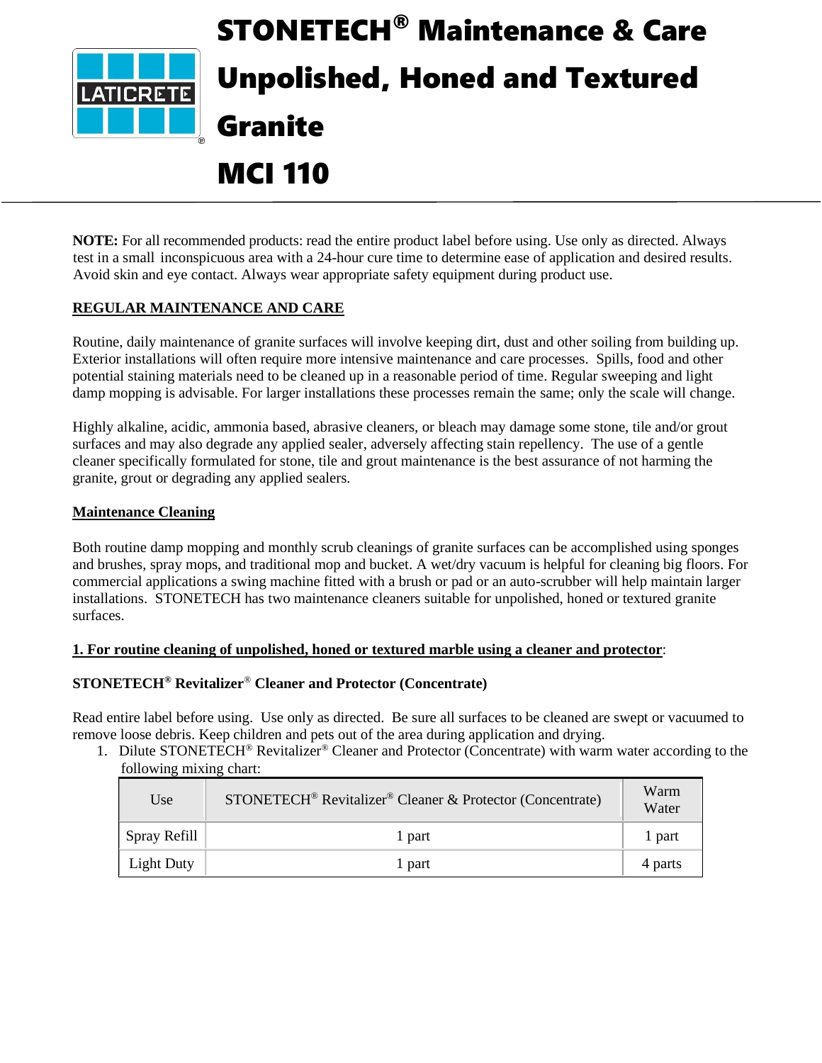# STONETECH® Maintenance & Care Unpolished, Honed and Textured Granite

# MCI 110

**NOTE:** For all recommended products: read the entire product label before using. Use only as directed. Always test in a small inconspicuous area with a 24-hour cure time to determine ease of application and desired results. Avoid skin and eye contact. Always wear appropriate safety equipment during product use.

## REGULAR MAINTENANCE AND CARE

Routine, daily maintenance of granite surfaces will involve keeping dirt, dust and other soiling from building up. Exterior installations will often require more intensive maintenance and care processes. Spills, food and other potential staining materials need to be cleaned up in a reasonable period of time. Regular sweeping and light damp mopping is advisable. For larger installations these processes remain the same; only the scale will change.

Highly alkaline, acidic, ammonia based, abrasive cleaners, or bleach may damage some stone, tile and/or grout surfaces and may also degrade any applied sealer, adversely affecting stain repellency. The use of a gentle cleaner specifically formulated for stone, tile and grout maintenance is the best assurance of not harming the granite, grout or degrading any applied sealers.

### Maintenance Cleaning

Both routine damp mopping and monthly scrub cleanings of granite surfaces can be accomplished using sponges and brushes, spray mops, and traditional mop and bucket. A wet/dry vacuum is helpful for cleaning big floors. For commercial applications a swing machine fitted with a brush or pad or an auto-scrubber will help maintain larger installations. STONETECH has two maintenance cleaners suitable for unpolished, honed or textured granite surfaces.

**1. For routine cleaning of unpolished, honed or textured marble using a cleaner and protector**:

**STONETECH® Revitalizer® Cleaner and Protector (Concentrate)**

Read entire label before using. Use only as directed. Be sure all surfaces to be cleaned are swept or vacuumed to remove loose debris. Keep children and pets out of the area during application and drying.

1. Dilute STONETECH® Revitalizer® Cleaner and Protector (Concentrate) with warm water according to the following mixing chart:

| Use | STONETECH® Revitalizer® Cleaner & Protector (Concentrate) | Warm Water |
|---|---|---|
| Spray Refill | 1 part | 1 part |
| Light Duty | 1 part | 4 parts |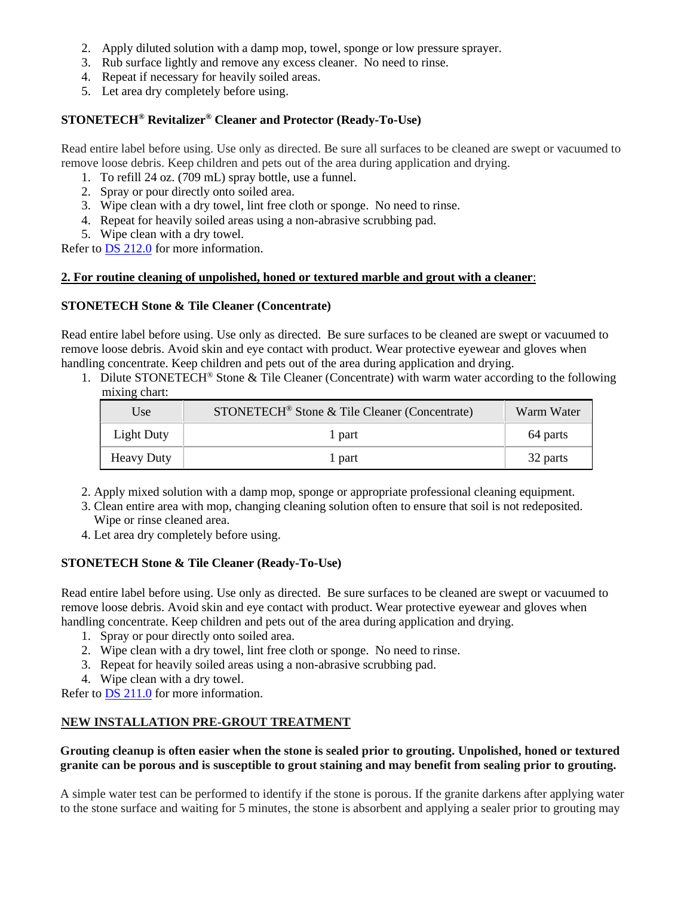2. Apply diluted solution with a damp mop, towel, sponge or low pressure sprayer.
3. Rub surface lightly and remove any excess cleaner. No need to rinse.
4. Repeat if necessary for heavily soiled areas.
5. Let area dry completely before using.

**STONETECH® Revitalizer® Cleaner and Protector (Ready-To-Use)**

Read entire label before using. Use only as directed. Be sure all surfaces to be cleaned are swept or vacuumed to remove loose debris. Keep children and pets out of the area during application and drying.

1. To refill 24 oz. (709 mL) spray bottle, use a funnel.
2. Spray or pour directly onto soiled area.
3. Wipe clean with a dry towel, lint free cloth or sponge. No need to rinse.
4. Repeat for heavily soiled areas using a non-abrasive scrubbing pad.
5. Wipe clean with a dry towel.

Refer to DS 212.0 for more information.

**2. For routine cleaning of unpolished, honed or textured marble and grout with a cleaner**:

**STONETECH Stone & Tile Cleaner (Concentrate)**

Read entire label before using. Use only as directed. Be sure surfaces to be cleaned are swept or vacuumed to remove loose debris. Avoid skin and eye contact with product. Wear protective eyewear and gloves when handling concentrate. Keep children and pets out of the area during application and drying.

1. Dilute STONETECH® Stone & Tile Cleaner (Concentrate) with warm water according to the following mixing chart:

| Use | STONETECH® Stone & Tile Cleaner (Concentrate) | Warm Water |
|---|---|---|
| Light Duty | 1 part | 64 parts |
| Heavy Duty | 1 part | 32 parts |

2. Apply mixed solution with a damp mop, sponge or appropriate professional cleaning equipment.
3. Clean entire area with mop, changing cleaning solution often to ensure that soil is not redeposited. Wipe or rinse cleaned area.
4. Let area dry completely before using.

**STONETECH Stone & Tile Cleaner (Ready-To-Use)**

Read entire label before using. Use only as directed. Be sure surfaces to be cleaned are swept or vacuumed to remove loose debris. Avoid skin and eye contact with product. Wear protective eyewear and gloves when handling concentrate. Keep children and pets out of the area during application and drying.

1. Spray or pour directly onto soiled area.
2. Wipe clean with a dry towel, lint free cloth or sponge. No need to rinse.
3. Repeat for heavily soiled areas using a non-abrasive scrubbing pad.
4. Wipe clean with a dry towel.

Refer to DS 211.0 for more information.

**NEW INSTALLATION PRE-GROUT TREATMENT**

**Grouting cleanup is often easier when the stone is sealed prior to grouting. Unpolished, honed or textured granite can be porous and is susceptible to grout staining and may benefit from sealing prior to grouting.**

A simple water test can be performed to identify if the stone is porous. If the granite darkens after applying water to the stone surface and waiting for 5 minutes, the stone is absorbent and applying a sealer prior to grouting may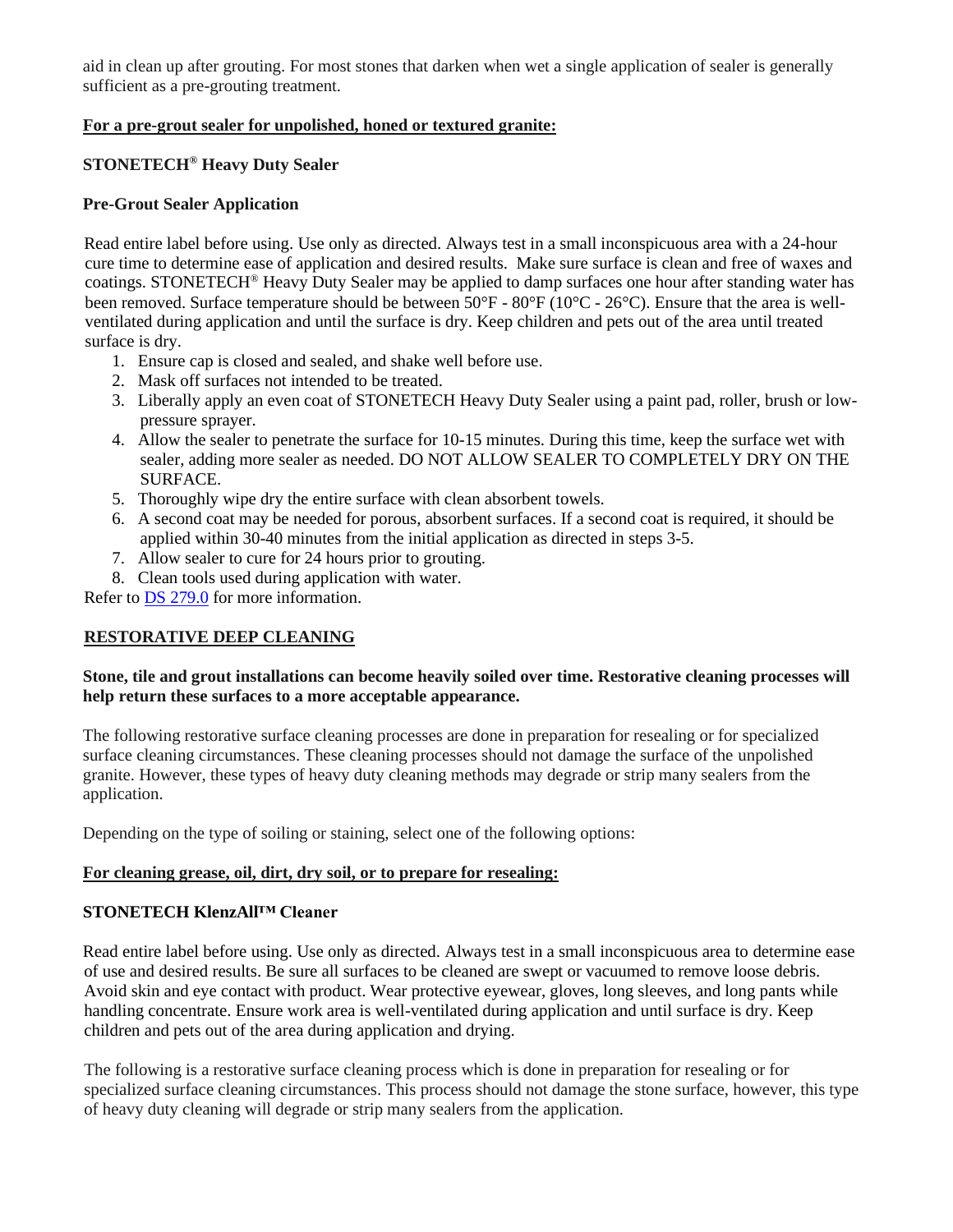aid in clean up after grouting. For most stones that darken when wet a single application of sealer is generally sufficient as a pre-grouting treatment.

**For a pre-grout sealer for unpolished, honed or textured granite:**

**STONETECH® Heavy Duty Sealer**

**Pre-Grout Sealer Application**

Read entire label before using. Use only as directed. Always test in a small inconspicuous area with a 24-hour cure time to determine ease of application and desired results. Make sure surface is clean and free of waxes and coatings. STONETECH® Heavy Duty Sealer may be applied to damp surfaces one hour after standing water has been removed. Surface temperature should be between 50°F - 80°F (10°C - 26°C). Ensure that the area is well-ventilated during application and until the surface is dry. Keep children and pets out of the area until treated surface is dry.

1. Ensure cap is closed and sealed, and shake well before use.
2. Mask off surfaces not intended to be treated.
3. Liberally apply an even coat of STONETECH Heavy Duty Sealer using a paint pad, roller, brush or low-pressure sprayer.
4. Allow the sealer to penetrate the surface for 10-15 minutes. During this time, keep the surface wet with sealer, adding more sealer as needed. DO NOT ALLOW SEALER TO COMPLETELY DRY ON THE SURFACE.
5. Thoroughly wipe dry the entire surface with clean absorbent towels.
6. A second coat may be needed for porous, absorbent surfaces. If a second coat is required, it should be applied within 30-40 minutes from the initial application as directed in steps 3-5.
7. Allow sealer to cure for 24 hours prior to grouting.
8. Clean tools used during application with water.

Refer to DS 279.0 for more information.

## RESTORATIVE DEEP CLEANING

**Stone, tile and grout installations can become heavily soiled over time. Restorative cleaning processes will help return these surfaces to a more acceptable appearance.**

The following restorative surface cleaning processes are done in preparation for resealing or for specialized surface cleaning circumstances. These cleaning processes should not damage the surface of the unpolished granite. However, these types of heavy duty cleaning methods may degrade or strip many sealers from the application.

Depending on the type of soiling or staining, select one of the following options:

**For cleaning grease, oil, dirt, dry soil, or to prepare for resealing:**

**STONETECH KlenzAll™ Cleaner**

Read entire label before using. Use only as directed. Always test in a small inconspicuous area to determine ease of use and desired results. Be sure all surfaces to be cleaned are swept or vacuumed to remove loose debris. Avoid skin and eye contact with product. Wear protective eyewear, gloves, long sleeves, and long pants while handling concentrate. Ensure work area is well-ventilated during application and until surface is dry. Keep children and pets out of the area during application and drying.

The following is a restorative surface cleaning process which is done in preparation for resealing or for specialized surface cleaning circumstances. This process should not damage the stone surface, however, this type of heavy duty cleaning will degrade or strip many sealers from the application.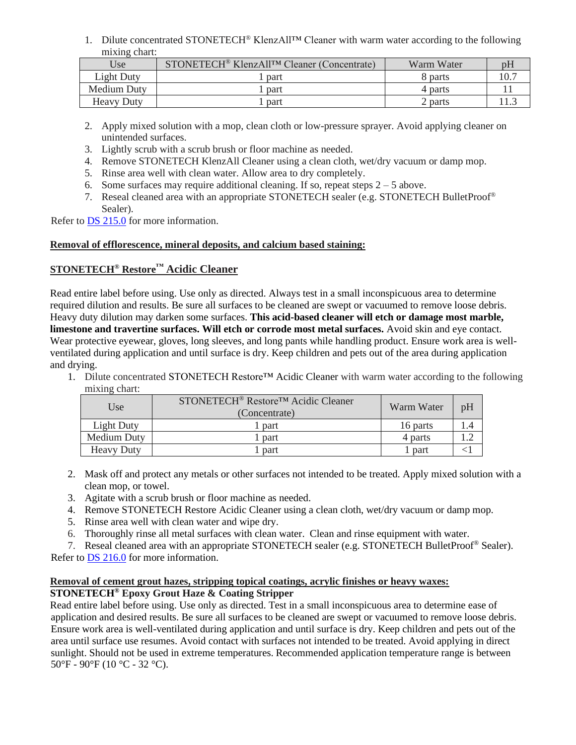1. Dilute concentrated STONETECH® KlenzAll™ Cleaner with warm water according to the following mixing chart:

| Use | STONETECH® KlenzAll™ Cleaner (Concentrate) | Warm Water | pH |
|---|---|---|---|
| Light Duty | 1 part | 8 parts | 10.7 |
| Medium Duty | 1 part | 4 parts | 11 |
| Heavy Duty | 1 part | 2 parts | 11.3 |

2. Apply mixed solution with a mop, clean cloth or low-pressure sprayer. Avoid applying cleaner on unintended surfaces.
3. Lightly scrub with a scrub brush or floor machine as needed.
4. Remove STONETECH KlenzAll Cleaner using a clean cloth, wet/dry vacuum or damp mop.
5. Rinse area well with clean water. Allow area to dry completely.
6. Some surfaces may require additional cleaning. If so, repeat steps 2 – 5 above.
7. Reseal cleaned area with an appropriate STONETECH sealer (e.g. STONETECH BulletProof® Sealer).

Refer to DS 215.0 for more information.

**Removal of efflorescence, mineral deposits, and calcium based staining:**

## STONETECH® Restore™ Acidic Cleaner

Read entire label before using. Use only as directed. Always test in a small inconspicuous area to determine required dilution and results. Be sure all surfaces to be cleaned are swept or vacuumed to remove loose debris. Heavy duty dilution may darken some surfaces. **This acid-based cleaner will etch or damage most marble, limestone and travertine surfaces. Will etch or corrode most metal surfaces.** Avoid skin and eye contact. Wear protective eyewear, gloves, long sleeves, and long pants while handling product. Ensure work area is well-ventilated during application and until surface is dry. Keep children and pets out of the area during application and drying.

1. Dilute concentrated STONETECH Restore™ Acidic Cleaner with warm water according to the following mixing chart:

| Use | STONETECH® Restore™ Acidic Cleaner (Concentrate) | Warm Water | pH |
|---|---|---|---|
| Light Duty | 1 part | 16 parts | 1.4 |
| Medium Duty | 1 part | 4 parts | 1.2 |
| Heavy Duty | 1 part | 1 part | <1 |

2. Mask off and protect any metals or other surfaces not intended to be treated. Apply mixed solution with a clean mop, or towel.
3. Agitate with a scrub brush or floor machine as needed.
4. Remove STONETECH Restore Acidic Cleaner using a clean cloth, wet/dry vacuum or damp mop.
5. Rinse area well with clean water and wipe dry.
6. Thoroughly rinse all metal surfaces with clean water. Clean and rinse equipment with water.
7. Reseal cleaned area with an appropriate STONETECH sealer (e.g. STONETECH BulletProof® Sealer).

Refer to DS 216.0 for more information.

**Removal of cement grout hazes, stripping topical coatings, acrylic finishes or heavy waxes:**

**STONETECH® Epoxy Grout Haze & Coating Stripper**

Read entire label before using. Use only as directed. Test in a small inconspicuous area to determine ease of application and desired results. Be sure all surfaces to be cleaned are swept or vacuumed to remove loose debris. Ensure work area is well-ventilated during application and until surface is dry. Keep children and pets out of the area until surface use resumes. Avoid contact with surfaces not intended to be treated. Avoid applying in direct sunlight. Should not be used in extreme temperatures. Recommended application temperature range is between 50°F - 90°F (10 °C - 32 °C).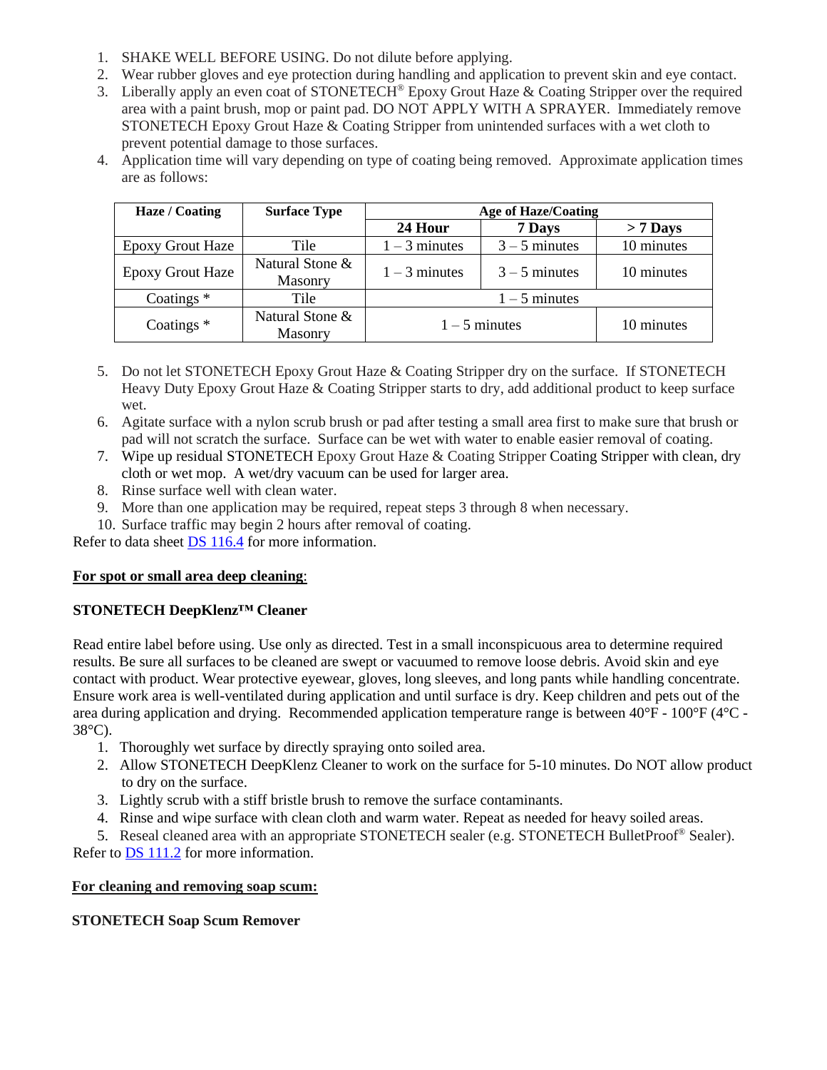1. SHAKE WELL BEFORE USING. Do not dilute before applying.
2. Wear rubber gloves and eye protection during handling and application to prevent skin and eye contact.
3. Liberally apply an even coat of STONETECH® Epoxy Grout Haze & Coating Stripper over the required area with a paint brush, mop or paint pad. DO NOT APPLY WITH A SPRAYER. Immediately remove STONETECH Epoxy Grout Haze & Coating Stripper from unintended surfaces with a wet cloth to prevent potential damage to those surfaces.
4. Application time will vary depending on type of coating being removed. Approximate application times are as follows:

| Haze / Coating | Surface Type | Age of Haze/Coating | | |
|---|---|---|---|---|
| | | 24 Hour | 7 Days | > 7 Days |
| Epoxy Grout Haze | Tile | 1 – 3 minutes | 3 – 5 minutes | 10 minutes |
| Epoxy Grout Haze | Natural Stone & Masonry | 1 – 3 minutes | 3 – 5 minutes | 10 minutes |
| Coatings * | Tile | 1 – 5 minutes | | |
| Coatings * | Natural Stone & Masonry | 1 – 5 minutes | | 10 minutes |

5. Do not let STONETECH Epoxy Grout Haze & Coating Stripper dry on the surface. If STONETECH Heavy Duty Epoxy Grout Haze & Coating Stripper starts to dry, add additional product to keep surface wet.
6. Agitate surface with a nylon scrub brush or pad after testing a small area first to make sure that brush or pad will not scratch the surface. Surface can be wet with water to enable easier removal of coating.
7. Wipe up residual STONETECH Epoxy Grout Haze & Coating Stripper Coating Stripper with clean, dry cloth or wet mop. A wet/dry vacuum can be used for larger area.
8. Rinse surface well with clean water.
9. More than one application may be required, repeat steps 3 through 8 when necessary.
10. Surface traffic may begin 2 hours after removal of coating.

Refer to data sheet DS 116.4 for more information.

**For spot or small area deep cleaning**:

**STONETECH DeepKlenz™ Cleaner**

Read entire label before using. Use only as directed. Test in a small inconspicuous area to determine required results. Be sure all surfaces to be cleaned are swept or vacuumed to remove loose debris. Avoid skin and eye contact with product. Wear protective eyewear, gloves, long sleeves, and long pants while handling concentrate. Ensure work area is well-ventilated during application and until surface is dry. Keep children and pets out of the area during application and drying. Recommended application temperature range is between 40°F - 100°F (4°C - 38°C).

1. Thoroughly wet surface by directly spraying onto soiled area.
2. Allow STONETECH DeepKlenz Cleaner to work on the surface for 5-10 minutes. Do NOT allow product to dry on the surface.
3. Lightly scrub with a stiff bristle brush to remove the surface contaminants.
4. Rinse and wipe surface with clean cloth and warm water. Repeat as needed for heavy soiled areas.
5. Reseal cleaned area with an appropriate STONETECH sealer (e.g. STONETECH BulletProof® Sealer).

Refer to DS 111.2 for more information.

**For cleaning and removing soap scum:**

**STONETECH Soap Scum Remover**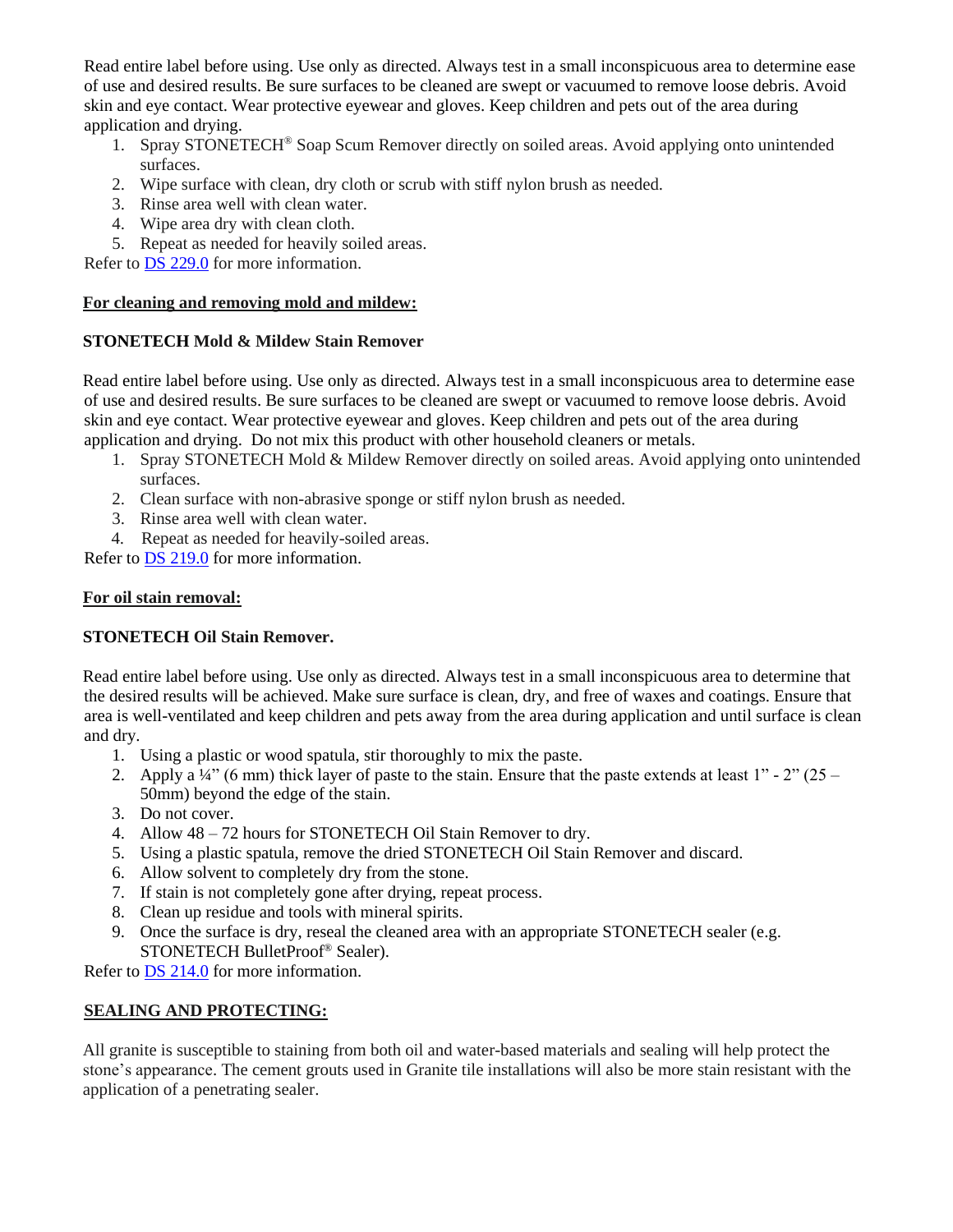Read entire label before using. Use only as directed. Always test in a small inconspicuous area to determine ease of use and desired results. Be sure surfaces to be cleaned are swept or vacuumed to remove loose debris. Avoid skin and eye contact. Wear protective eyewear and gloves. Keep children and pets out of the area during application and drying.

1. Spray STONETECH® Soap Scum Remover directly on soiled areas. Avoid applying onto unintended surfaces.
2. Wipe surface with clean, dry cloth or scrub with stiff nylon brush as needed.
3. Rinse area well with clean water.
4. Wipe area dry with clean cloth.
5. Repeat as needed for heavily soiled areas.

Refer to DS 229.0 for more information.

**For cleaning and removing mold and mildew:**

**STONETECH Mold & Mildew Stain Remover**

Read entire label before using. Use only as directed. Always test in a small inconspicuous area to determine ease of use and desired results. Be sure surfaces to be cleaned are swept or vacuumed to remove loose debris. Avoid skin and eye contact. Wear protective eyewear and gloves. Keep children and pets out of the area during application and drying. Do not mix this product with other household cleaners or metals.

1. Spray STONETECH Mold & Mildew Remover directly on soiled areas. Avoid applying onto unintended surfaces.
2. Clean surface with non-abrasive sponge or stiff nylon brush as needed.
3. Rinse area well with clean water.
4. Repeat as needed for heavily-soiled areas.

Refer to DS 219.0 for more information.

**For oil stain removal:**

**STONETECH Oil Stain Remover.**

Read entire label before using. Use only as directed. Always test in a small inconspicuous area to determine that the desired results will be achieved. Make sure surface is clean, dry, and free of waxes and coatings. Ensure that area is well-ventilated and keep children and pets away from the area during application and until surface is clean and dry.

1. Using a plastic or wood spatula, stir thoroughly to mix the paste.
2. Apply a ¼" (6 mm) thick layer of paste to the stain. Ensure that the paste extends at least 1" - 2" (25 – 50mm) beyond the edge of the stain.
3. Do not cover.
4. Allow 48 – 72 hours for STONETECH Oil Stain Remover to dry.
5. Using a plastic spatula, remove the dried STONETECH Oil Stain Remover and discard.
6. Allow solvent to completely dry from the stone.
7. If stain is not completely gone after drying, repeat process.
8. Clean up residue and tools with mineral spirits.
9. Once the surface is dry, reseal the cleaned area with an appropriate STONETECH sealer (e.g. STONETECH BulletProof® Sealer).

Refer to DS 214.0 for more information.

**SEALING AND PROTECTING:**

All granite is susceptible to staining from both oil and water-based materials and sealing will help protect the stone's appearance. The cement grouts used in Granite tile installations will also be more stain resistant with the application of a penetrating sealer.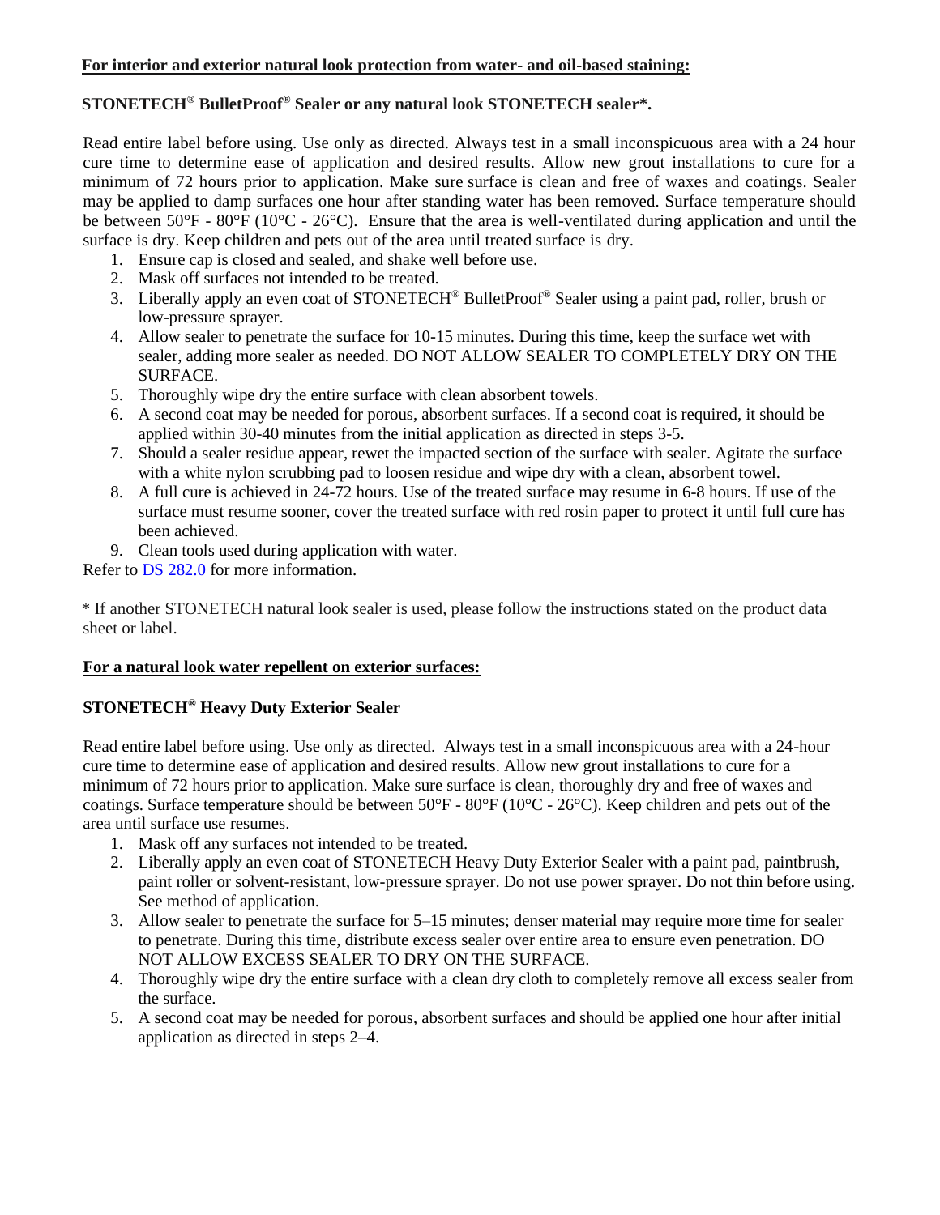**For interior and exterior natural look protection from water- and oil-based staining:**

**STONETECH® BulletProof® Sealer or any natural look STONETECH sealer*.**

Read entire label before using. Use only as directed. Always test in a small inconspicuous area with a 24 hour cure time to determine ease of application and desired results. Allow new grout installations to cure for a minimum of 72 hours prior to application. Make sure surface is clean and free of waxes and coatings. Sealer may be applied to damp surfaces one hour after standing water has been removed. Surface temperature should be between 50°F - 80°F (10°C - 26°C). Ensure that the area is well-ventilated during application and until the surface is dry. Keep children and pets out of the area until treated surface is dry.

1. Ensure cap is closed and sealed, and shake well before use.
2. Mask off surfaces not intended to be treated.
3. Liberally apply an even coat of STONETECH® BulletProof® Sealer using a paint pad, roller, brush or low-pressure sprayer.
4. Allow sealer to penetrate the surface for 10-15 minutes. During this time, keep the surface wet with sealer, adding more sealer as needed. DO NOT ALLOW SEALER TO COMPLETELY DRY ON THE SURFACE.
5. Thoroughly wipe dry the entire surface with clean absorbent towels.
6. A second coat may be needed for porous, absorbent surfaces. If a second coat is required, it should be applied within 30-40 minutes from the initial application as directed in steps 3-5.
7. Should a sealer residue appear, rewet the impacted section of the surface with sealer. Agitate the surface with a white nylon scrubbing pad to loosen residue and wipe dry with a clean, absorbent towel.
8. A full cure is achieved in 24-72 hours. Use of the treated surface may resume in 6-8 hours. If use of the surface must resume sooner, cover the treated surface with red rosin paper to protect it until full cure has been achieved.
9. Clean tools used during application with water.

Refer to DS 282.0 for more information.

\* If another STONETECH natural look sealer is used, please follow the instructions stated on the product data sheet or label.

**For a natural look water repellent on exterior surfaces:**

**STONETECH® Heavy Duty Exterior Sealer**

Read entire label before using. Use only as directed. Always test in a small inconspicuous area with a 24-hour cure time to determine ease of application and desired results. Allow new grout installations to cure for a minimum of 72 hours prior to application. Make sure surface is clean, thoroughly dry and free of waxes and coatings. Surface temperature should be between 50°F - 80°F (10°C - 26°C). Keep children and pets out of the area until surface use resumes.

1. Mask off any surfaces not intended to be treated.
2. Liberally apply an even coat of STONETECH Heavy Duty Exterior Sealer with a paint pad, paintbrush, paint roller or solvent-resistant, low-pressure sprayer. Do not use power sprayer. Do not thin before using. See method of application.
3. Allow sealer to penetrate the surface for 5–15 minutes; denser material may require more time for sealer to penetrate. During this time, distribute excess sealer over entire area to ensure even penetration. DO NOT ALLOW EXCESS SEALER TO DRY ON THE SURFACE.
4. Thoroughly wipe dry the entire surface with a clean dry cloth to completely remove all excess sealer from the surface.
5. A second coat may be needed for porous, absorbent surfaces and should be applied one hour after initial application as directed in steps 2–4.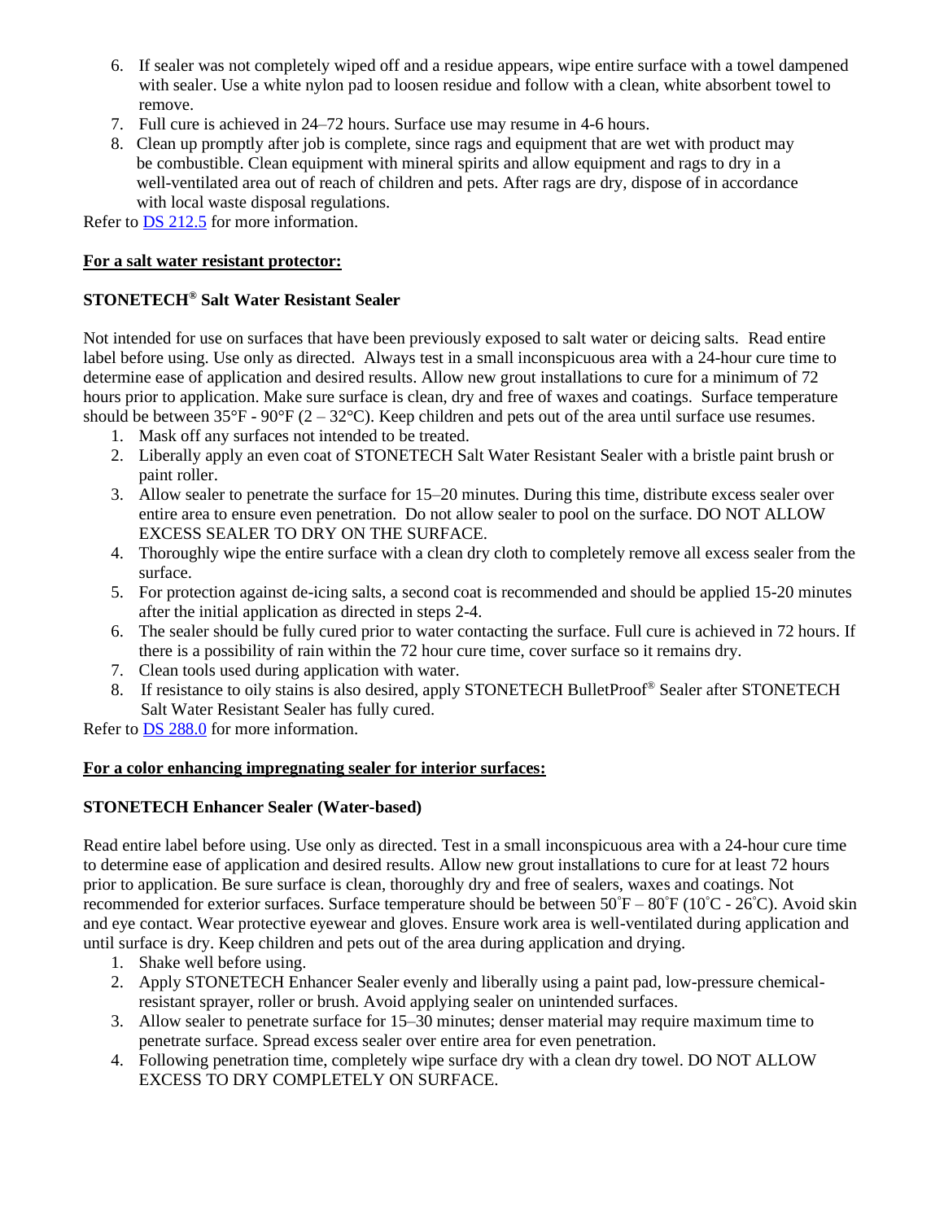6. If sealer was not completely wiped off and a residue appears, wipe entire surface with a towel dampened with sealer. Use a white nylon pad to loosen residue and follow with a clean, white absorbent towel to remove.
7. Full cure is achieved in 24–72 hours. Surface use may resume in 4-6 hours.
8. Clean up promptly after job is complete, since rags and equipment that are wet with product may be combustible. Clean equipment with mineral spirits and allow equipment and rags to dry in a well-ventilated area out of reach of children and pets. After rags are dry, dispose of in accordance with local waste disposal regulations.

Refer to DS 212.5 for more information.

**For a salt water resistant protector:**

**STONETECH® Salt Water Resistant Sealer**

Not intended for use on surfaces that have been previously exposed to salt water or deicing salts. Read entire label before using. Use only as directed. Always test in a small inconspicuous area with a 24-hour cure time to determine ease of application and desired results. Allow new grout installations to cure for a minimum of 72 hours prior to application. Make sure surface is clean, dry and free of waxes and coatings. Surface temperature should be between 35°F - 90°F (2 – 32°C). Keep children and pets out of the area until surface use resumes.

1. Mask off any surfaces not intended to be treated.
2. Liberally apply an even coat of STONETECH Salt Water Resistant Sealer with a bristle paint brush or paint roller.
3. Allow sealer to penetrate the surface for 15–20 minutes. During this time, distribute excess sealer over entire area to ensure even penetration. Do not allow sealer to pool on the surface. DO NOT ALLOW EXCESS SEALER TO DRY ON THE SURFACE.
4. Thoroughly wipe the entire surface with a clean dry cloth to completely remove all excess sealer from the surface.
5. For protection against de-icing salts, a second coat is recommended and should be applied 15-20 minutes after the initial application as directed in steps 2-4.
6. The sealer should be fully cured prior to water contacting the surface. Full cure is achieved in 72 hours. If there is a possibility of rain within the 72 hour cure time, cover surface so it remains dry.
7. Clean tools used during application with water.
8. If resistance to oily stains is also desired, apply STONETECH BulletProof® Sealer after STONETECH Salt Water Resistant Sealer has fully cured.

Refer to DS 288.0 for more information.

**For a color enhancing impregnating sealer for interior surfaces:**

**STONETECH Enhancer Sealer (Water-based)**

Read entire label before using. Use only as directed. Test in a small inconspicuous area with a 24-hour cure time to determine ease of application and desired results. Allow new grout installations to cure for at least 72 hours prior to application. Be sure surface is clean, thoroughly dry and free of sealers, waxes and coatings. Not recommended for exterior surfaces. Surface temperature should be between 50˚F – 80˚F (10˚C - 26˚C). Avoid skin and eye contact. Wear protective eyewear and gloves. Ensure work area is well-ventilated during application and until surface is dry. Keep children and pets out of the area during application and drying.

1. Shake well before using.
2. Apply STONETECH Enhancer Sealer evenly and liberally using a paint pad, low-pressure chemical-resistant sprayer, roller or brush. Avoid applying sealer on unintended surfaces.
3. Allow sealer to penetrate surface for 15–30 minutes; denser material may require maximum time to penetrate surface. Spread excess sealer over entire area for even penetration.
4. Following penetration time, completely wipe surface dry with a clean dry towel. DO NOT ALLOW EXCESS TO DRY COMPLETELY ON SURFACE.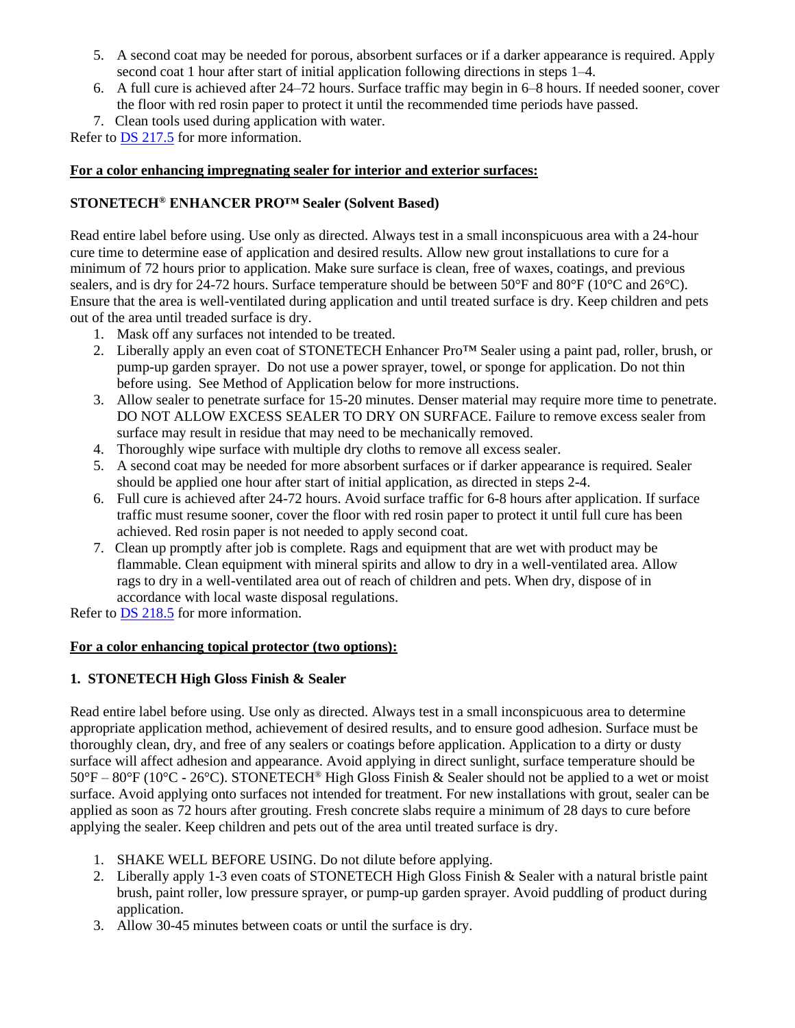5. A second coat may be needed for porous, absorbent surfaces or if a darker appearance is required. Apply second coat 1 hour after start of initial application following directions in steps 1–4.
6. A full cure is achieved after 24–72 hours. Surface traffic may begin in 6–8 hours. If needed sooner, cover the floor with red rosin paper to protect it until the recommended time periods have passed.
7. Clean tools used during application with water.

Refer to [DS 217.5](DS 217.5) for more information.

**For a color enhancing impregnating sealer for interior and exterior surfaces:**

**STONETECH® ENHANCER PRO™ Sealer (Solvent Based)**

Read entire label before using. Use only as directed. Always test in a small inconspicuous area with a 24-hour cure time to determine ease of application and desired results. Allow new grout installations to cure for a minimum of 72 hours prior to application. Make sure surface is clean, free of waxes, coatings, and previous sealers, and is dry for 24-72 hours. Surface temperature should be between 50°F and 80°F (10°C and 26°C). Ensure that the area is well-ventilated during application and until treated surface is dry. Keep children and pets out of the area until treaded surface is dry.

1. Mask off any surfaces not intended to be treated.
2. Liberally apply an even coat of STONETECH Enhancer Pro™ Sealer using a paint pad, roller, brush, or pump-up garden sprayer. Do not use a power sprayer, towel, or sponge for application. Do not thin before using. See Method of Application below for more instructions.
3. Allow sealer to penetrate surface for 15-20 minutes. Denser material may require more time to penetrate. DO NOT ALLOW EXCESS SEALER TO DRY ON SURFACE. Failure to remove excess sealer from surface may result in residue that may need to be mechanically removed.
4. Thoroughly wipe surface with multiple dry cloths to remove all excess sealer.
5. A second coat may be needed for more absorbent surfaces or if darker appearance is required. Sealer should be applied one hour after start of initial application, as directed in steps 2-4.
6. Full cure is achieved after 24-72 hours. Avoid surface traffic for 6-8 hours after application. If surface traffic must resume sooner, cover the floor with red rosin paper to protect it until full cure has been achieved. Red rosin paper is not needed to apply second coat.
7. Clean up promptly after job is complete. Rags and equipment that are wet with product may be flammable. Clean equipment with mineral spirits and allow to dry in a well-ventilated area. Allow rags to dry in a well-ventilated area out of reach of children and pets. When dry, dispose of in accordance with local waste disposal regulations.

Refer to [DS 218.5](DS 218.5) for more information.

**For a color enhancing topical protector (two options):**

**1. STONETECH High Gloss Finish & Sealer**

Read entire label before using. Use only as directed. Always test in a small inconspicuous area to determine appropriate application method, achievement of desired results, and to ensure good adhesion. Surface must be thoroughly clean, dry, and free of any sealers or coatings before application. Application to a dirty or dusty surface will affect adhesion and appearance. Avoid applying in direct sunlight, surface temperature should be 50°F – 80°F (10°C - 26°C). STONETECH® High Gloss Finish & Sealer should not be applied to a wet or moist surface. Avoid applying onto surfaces not intended for treatment. For new installations with grout, sealer can be applied as soon as 72 hours after grouting. Fresh concrete slabs require a minimum of 28 days to cure before applying the sealer. Keep children and pets out of the area until treated surface is dry.

1. SHAKE WELL BEFORE USING. Do not dilute before applying.
2. Liberally apply 1-3 even coats of STONETECH High Gloss Finish & Sealer with a natural bristle paint brush, paint roller, low pressure sprayer, or pump-up garden sprayer. Avoid puddling of product during application.
3. Allow 30-45 minutes between coats or until the surface is dry.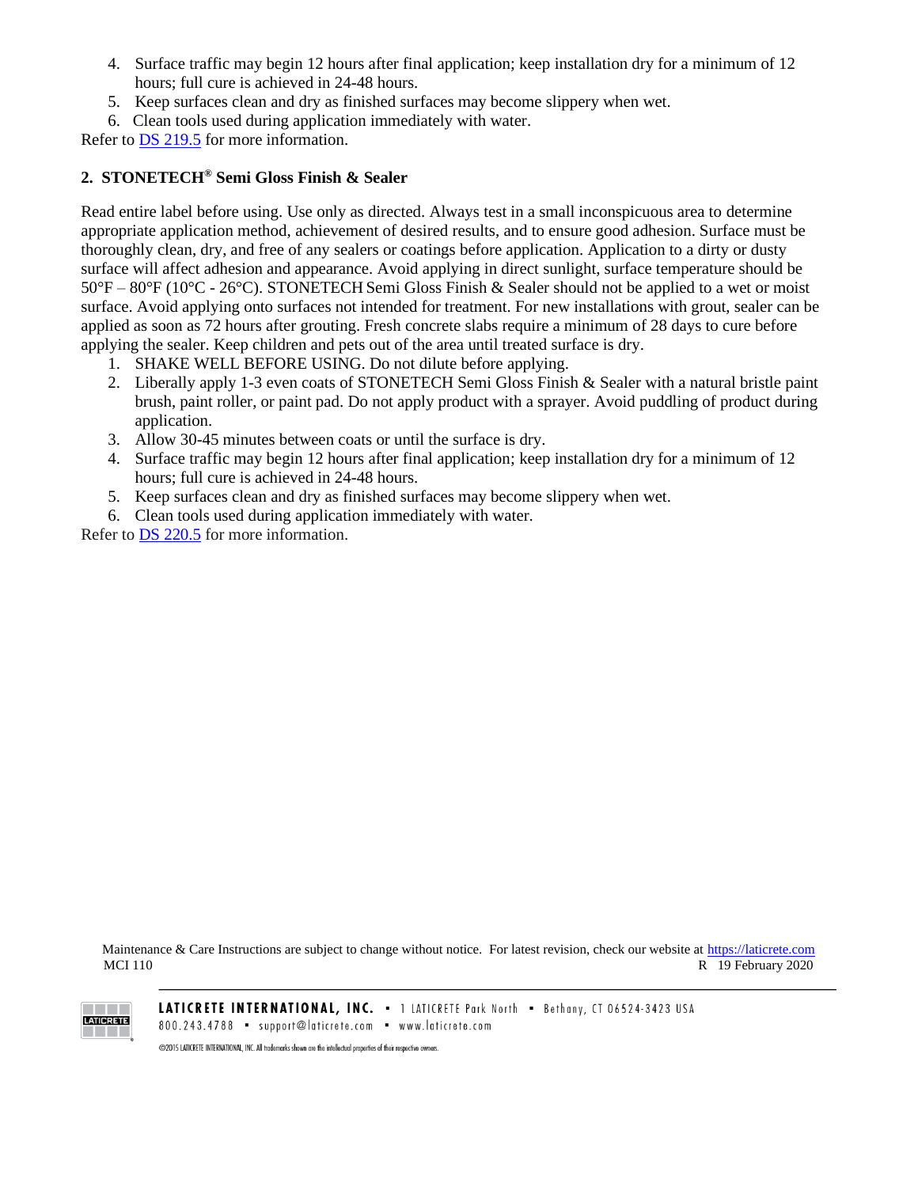4. Surface traffic may begin 12 hours after final application; keep installation dry for a minimum of 12 hours; full cure is achieved in 24-48 hours.
5. Keep surfaces clean and dry as finished surfaces may become slippery when wet.
6. Clean tools used during application immediately with water.

Refer to DS 219.5 for more information.

## 2. STONETECH® Semi Gloss Finish & Sealer

Read entire label before using. Use only as directed. Always test in a small inconspicuous area to determine appropriate application method, achievement of desired results, and to ensure good adhesion. Surface must be thoroughly clean, dry, and free of any sealers or coatings before application. Application to a dirty or dusty surface will affect adhesion and appearance. Avoid applying in direct sunlight, surface temperature should be 50°F – 80°F (10°C - 26°C). STONETECH Semi Gloss Finish & Sealer should not be applied to a wet or moist surface. Avoid applying onto surfaces not intended for treatment. For new installations with grout, sealer can be applied as soon as 72 hours after grouting. Fresh concrete slabs require a minimum of 28 days to cure before applying the sealer. Keep children and pets out of the area until treated surface is dry.

1. SHAKE WELL BEFORE USING. Do not dilute before applying.
2. Liberally apply 1-3 even coats of STONETECH Semi Gloss Finish & Sealer with a natural bristle paint brush, paint roller, or paint pad. Do not apply product with a sprayer. Avoid puddling of product during application.
3. Allow 30-45 minutes between coats or until the surface is dry.
4. Surface traffic may begin 12 hours after final application; keep installation dry for a minimum of 12 hours; full cure is achieved in 24-48 hours.
5. Keep surfaces clean and dry as finished surfaces may become slippery when wet.
6. Clean tools used during application immediately with water.

Refer to DS 220.5 for more information.

Maintenance & Care Instructions are subject to change without notice. For latest revision, check our website at https://laticrete.com

MCI 110 R 19 February 2020

**LATICRETE INTERNATIONAL, INC.** ▪ 1 LATICRETE Park North ▪ Bethany, CT 06524-3423 USA
800.243.4788 ▪ support@laticrete.com ▪ www.laticrete.com

©2015 LATICRETE INTERNATIONAL, INC. All trademarks shown are the intellectual properties of their respective owners.